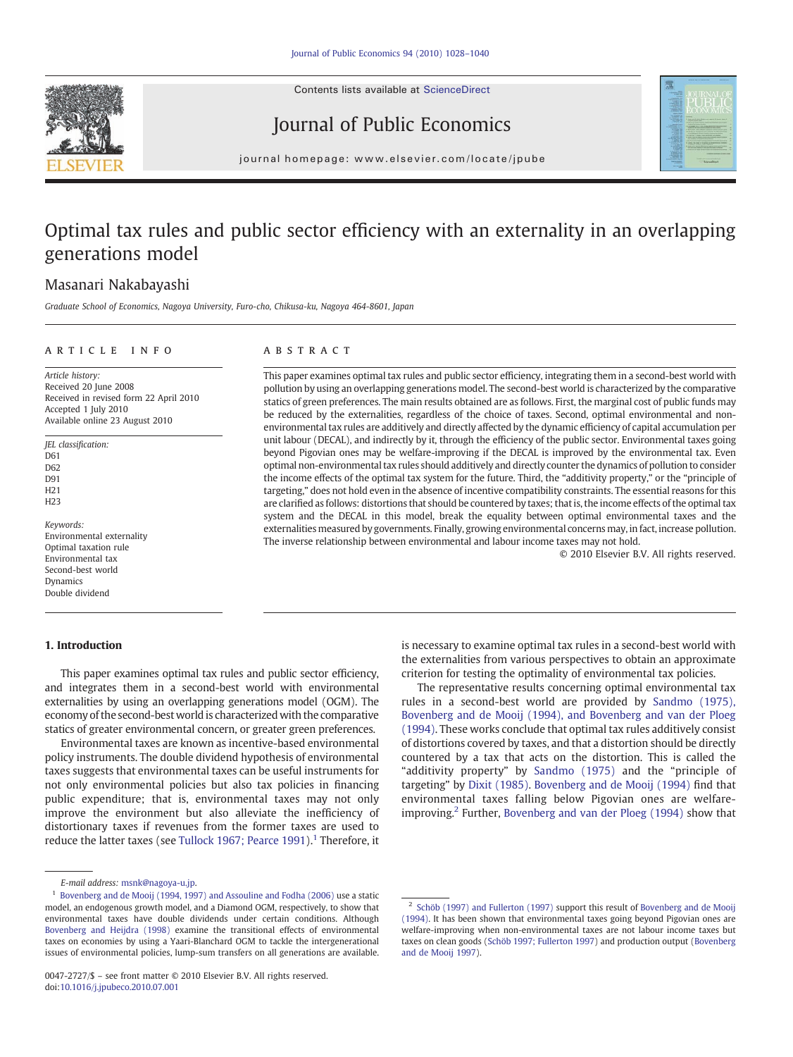Contents lists available at ScienceDirect

# Journal of Public Economics

journal homepage: www.elsevier.com/locate/jpube

# Optimal tax rules and public sector efficiency with an externality in an overlapping generations model

Masanari Nakabayashi

*Graduate School of Economics, Nagoya University, Furo-cho, Chikusa-ku, Nagoya 464-8601, Japan*

## ARTICLE INFO

*Article history:*
Received 20 June 2008
Received in revised form 22 April 2010
Accepted 1 July 2010
Available online 23 August 2010

*JEL classification:*
D61
D62
D91
H21
H23

*Keywords:*
Environmental externality
Optimal taxation rule
Environmental tax
Second-best world
Dynamics
Double dividend

## ABSTRACT

This paper examines optimal tax rules and public sector efficiency, integrating them in a second-best world with pollution by using an overlapping generations model. The second-best world is characterized by the comparative statics of green preferences. The main results obtained are as follows. First, the marginal cost of public funds may be reduced by the externalities, regardless of the choice of taxes. Second, optimal environmental and non-environmental tax rules are additively and directly affected by the dynamic efficiency of capital accumulation per unit labour (DECAL), and indirectly by it, through the efficiency of the public sector. Environmental taxes going beyond Pigovian ones may be welfare-improving if the DECAL is improved by the environmental tax. Even optimal non-environmental tax rules should additively and directly counter the dynamics of pollution to consider the income effects of the optimal tax system for the future. Third, the "additivity property," or the "principle of targeting," does not hold even in the absence of incentive compatibility constraints. The essential reasons for this are clarified as follows: distortions that should be countered by taxes; that is, the income effects of the optimal tax system and the DECAL in this model, break the equality between optimal environmental taxes and the externalities measured by governments. Finally, growing environmental concerns may, in fact, increase pollution. The inverse relationship between environmental and labour income taxes may not hold.

© 2010 Elsevier B.V. All rights reserved.

## 1. Introduction

This paper examines optimal tax rules and public sector efficiency, and integrates them in a second-best world with environmental externalities by using an overlapping generations model (OGM). The economy of the second-best world is characterized with the comparative statics of greater environmental concern, or greater green preferences.

Environmental taxes are known as incentive-based environmental policy instruments. The double dividend hypothesis of environmental taxes suggests that environmental taxes can be useful instruments for not only environmental policies but also tax policies in financing public expenditure; that is, environmental taxes may not only improve the environment but also alleviate the inefficiency of distortionary taxes if revenues from the former taxes are used to reduce the latter taxes (see Tullock 1967; Pearce 1991).[1] Therefore, it is necessary to examine optimal tax rules in a second-best world with the externalities from various perspectives to obtain an approximate criterion for testing the optimality of environmental tax policies.

The representative results concerning optimal environmental tax rules in a second-best world are provided by Sandmo (1975), Bovenberg and de Mooij (1994), and Bovenberg and van der Ploeg (1994). These works conclude that optimal tax rules additively consist of distortions covered by taxes, and that a distortion should be directly countered by a tax that acts on the distortion. This is called the "additivity property" by Sandmo (1975) and the "principle of targeting" by Dixit (1985). Bovenberg and de Mooij (1994) find that environmental taxes falling below Pigovian ones are welfare-improving.[2] Further, Bovenberg and van der Ploeg (1994) show that

---

E-mail address: msnk@nagoya-u.jp.

[1] Bovenberg and de Mooij (1994, 1997) and Assouline and Fodha (2006) use a static model, an endogenous growth model, and a Diamond OGM, respectively, to show that environmental taxes have double dividends under certain conditions. Although Bovenberg and Heijdra (1998) examine the transitional effects of environmental taxes on economies by using a Yaari-Blanchard OGM to tackle the intergenerational issues of environmental policies, lump-sum transfers on all generations are available.

[2] Schöb (1997) and Fullerton (1997) support this result of Bovenberg and de Mooij (1994). It has been shown that environmental taxes going beyond Pigovian ones are welfare-improving when non-environmental taxes are not labour income taxes but taxes on clean goods (Schöb 1997; Fullerton 1997) and production output (Bovenberg and de Mooij 1997).

0047-2727/$ – see front matter © 2010 Elsevier B.V. All rights reserved.
doi:10.1016/j.jpubeco.2010.07.001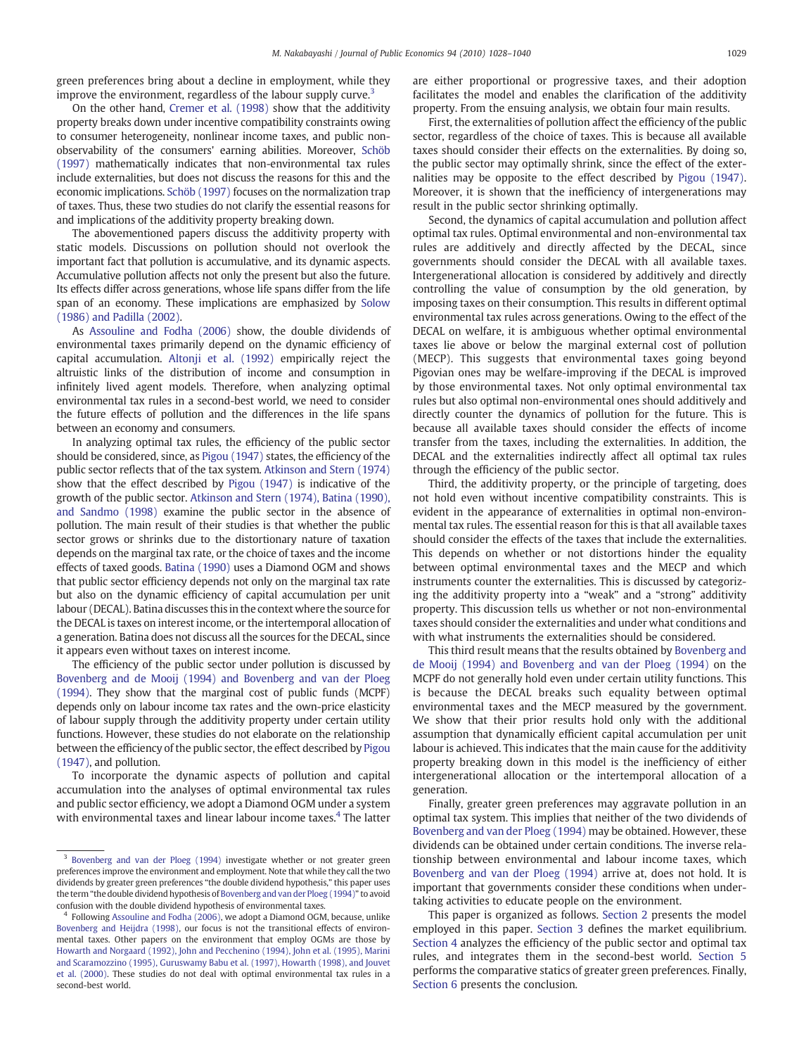green preferences bring about a decline in employment, while they improve the environment, regardless of the labour supply curve.[3]

On the other hand, Cremer et al. (1998) show that the additivity property breaks down under incentive compatibility constraints owing to consumer heterogeneity, nonlinear income taxes, and public non-observability of the consumers' earning abilities. Moreover, Schöb (1997) mathematically indicates that non-environmental tax rules include externalities, but does not discuss the reasons for this and the economic implications. Schöb (1997) focuses on the normalization trap of taxes. Thus, these two studies do not clarify the essential reasons for and implications of the additivity property breaking down.

The abovementioned papers discuss the additivity property with static models. Discussions on pollution should not overlook the important fact that pollution is accumulative, and its dynamic aspects. Accumulative pollution affects not only the present but also the future. Its effects differ across generations, whose life spans differ from the life span of an economy. These implications are emphasized by Solow (1986) and Padilla (2002).

As Assouline and Fodha (2006) show, the double dividends of environmental taxes primarily depend on the dynamic efficiency of capital accumulation. Altonji et al. (1992) empirically reject the altruistic links of the distribution of income and consumption in infinitely lived agent models. Therefore, when analyzing optimal environmental tax rules in a second-best world, we need to consider the future effects of pollution and the differences in the life spans between an economy and consumers.

In analyzing optimal tax rules, the efficiency of the public sector should be considered, since, as Pigou (1947) states, the efficiency of the public sector reflects that of the tax system. Atkinson and Stern (1974) show that the effect described by Pigou (1947) is indicative of the growth of the public sector. Atkinson and Stern (1974), Batina (1990), and Sandmo (1998) examine the public sector in the absence of pollution. The main result of their studies is that whether the public sector grows or shrinks due to the distortionary nature of taxation depends on the marginal tax rate, or the choice of taxes and the income effects of taxed goods. Batina (1990) uses a Diamond OGM and shows that public sector efficiency depends not only on the marginal tax rate but also on the dynamic efficiency of capital accumulation per unit labour (DECAL). Batina discusses this in the context where the source for the DECAL is taxes on interest income, or the intertemporal allocation of a generation. Batina does not discuss all the sources for the DECAL, since it appears even without taxes on interest income.

The efficiency of the public sector under pollution is discussed by Bovenberg and de Mooij (1994) and Bovenberg and van der Ploeg (1994). They show that the marginal cost of public funds (MCPF) depends only on labour income tax rates and the own-price elasticity of labour supply through the additivity property under certain utility functions. However, these studies do not elaborate on the relationship between the efficiency of the public sector, the effect described by Pigou (1947), and pollution.

To incorporate the dynamic aspects of pollution and capital accumulation into the analyses of optimal environmental tax rules and public sector efficiency, we adopt a Diamond OGM under a system with environmental taxes and linear labour income taxes.[4] The latter are either proportional or progressive taxes, and their adoption facilitates the model and enables the clarification of the additivity property. From the ensuing analysis, we obtain four main results.

First, the externalities of pollution affect the efficiency of the public sector, regardless of the choice of taxes. This is because all available taxes should consider their effects on the externalities. By doing so, the public sector may optimally shrink, since the effect of the externalities may be opposite to the effect described by Pigou (1947). Moreover, it is shown that the inefficiency of intergenerations may result in the public sector shrinking optimally.

Second, the dynamics of capital accumulation and pollution affect optimal tax rules. Optimal environmental and non-environmental tax rules are additively and directly affected by the DECAL, since governments should consider the DECAL with all available taxes. Intergenerational allocation is considered by additively and directly controlling the value of consumption by the old generation, by imposing taxes on their consumption. This results in different optimal environmental tax rules across generations. Owing to the effect of the DECAL on welfare, it is ambiguous whether optimal environmental taxes lie above or below the marginal external cost of pollution (MECP). This suggests that environmental taxes going beyond Pigovian ones may be welfare-improving if the DECAL is improved by those environmental taxes. Not only optimal environmental tax rules but also optimal non-environmental ones should additively and directly counter the dynamics of pollution for the future. This is because all available taxes should consider the effects of income transfer from the taxes, including the externalities. In addition, the DECAL and the externalities indirectly affect all optimal tax rules through the efficiency of the public sector.

Third, the additivity property, or the principle of targeting, does not hold even without incentive compatibility constraints. This is evident in the appearance of externalities in optimal non-environmental tax rules. The essential reason for this is that all available taxes should consider the effects of the taxes that include the externalities. This depends on whether or not distortions hinder the equality between optimal environmental taxes and the MECP and which instruments counter the externalities. This is discussed by categorizing the additivity property into a "weak" and a "strong" additivity property. This discussion tells us whether or not non-environmental taxes should consider the externalities and under what conditions and with what instruments the externalities should be considered.

This third result means that the results obtained by Bovenberg and de Mooij (1994) and Bovenberg and van der Ploeg (1994) on the MCPF do not generally hold even under certain utility functions. This is because the DECAL breaks such equality between optimal environmental taxes and the MECP measured by the government. We show that their prior results hold only with the additional assumption that dynamically efficient capital accumulation per unit labour is achieved. This indicates that the main cause for the additivity property breaking down in this model is the inefficiency of either intergenerational allocation or the intertemporal allocation of a generation.

Finally, greater green preferences may aggravate pollution in an optimal tax system. This implies that neither of the two dividends of Bovenberg and van der Ploeg (1994) may be obtained. However, these dividends can be obtained under certain conditions. The inverse relationship between environmental and labour income taxes, which Bovenberg and van der Ploeg (1994) arrive at, does not hold. It is important that governments consider these conditions when undertaking activities to educate people on the environment.

This paper is organized as follows. Section 2 presents the model employed in this paper. Section 3 defines the market equilibrium. Section 4 analyzes the efficiency of the public sector and optimal tax rules, and integrates them in the second-best world. Section 5 performs the comparative statics of greater green preferences. Finally, Section 6 presents the conclusion.

---

[3] Bovenberg and van der Ploeg (1994) investigate whether or not greater green preferences improve the environment and employment. Note that while they call the two dividends by greater green preferences "the double dividend hypothesis," this paper uses the term "the double dividend hypothesis of Bovenberg and van der Ploeg (1994)" to avoid confusion with the double dividend hypothesis of environmental taxes.

[4] Following Assouline and Fodha (2006), we adopt a Diamond OGM, because, unlike Bovenberg and Heijdra (1998), our focus is not the transitional effects of environmental taxes. Other papers on the environment that employ OGMs are those by Howarth and Norgaard (1992), John and Pecchenino (1994), John et al. (1995), Marini and Scaramozzino (1995), Guruswamy Babu et al. (1997), Howarth (1998), and Jouvet et al. (2000). These studies do not deal with optimal environmental tax rules in a second-best world.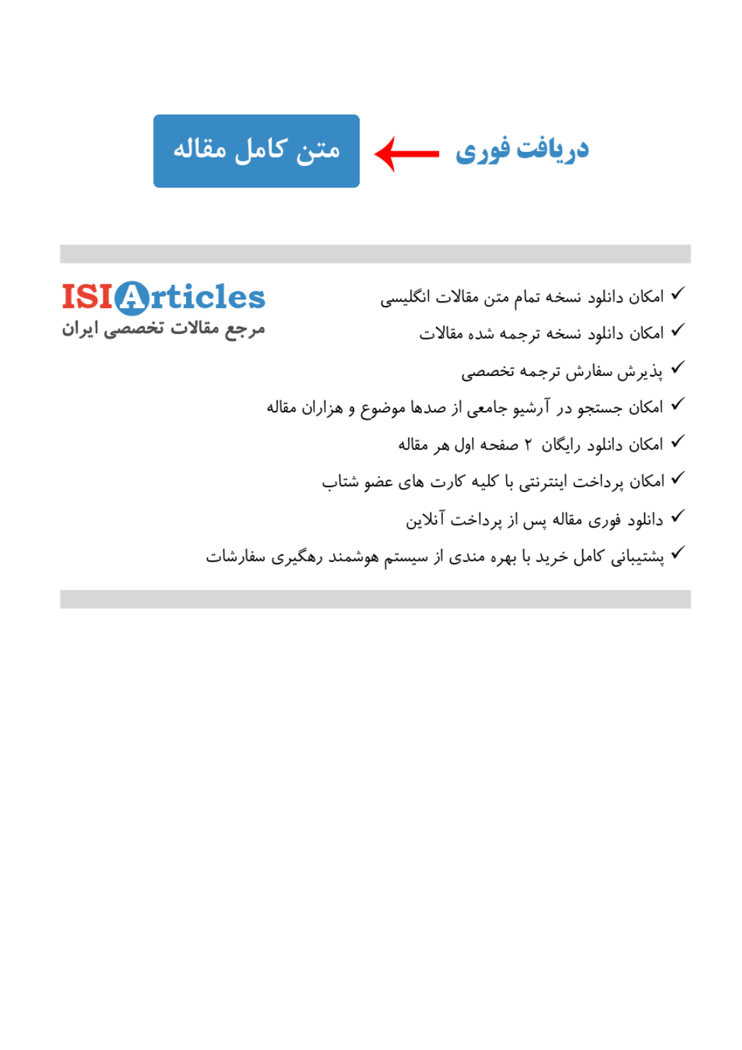**دریافت فوری** ← **متن کامل مقاله**

**ISIArticles**
**مرجع مقالات تخصصی ایران**

- ✓ امکان دانلود نسخه تمام متن مقالات انگلیسی
- ✓ امکان دانلود نسخه ترجمه شده مقالات
- ✓ پذیرش سفارش ترجمه تخصصی
- ✓ امکان جستجو در آرشیو جامعی از صدها موضوع و هزاران مقاله
- ✓ امکان دانلود رایگان ۲ صفحه اول هر مقاله
- ✓ امکان پرداخت اینترنتی با کلیه کارت های عضو شتاب
- ✓ دانلود فوری مقاله پس از پرداخت آنلاین
- ✓ پشتیبانی کامل خرید با بهره مندی از سیستم هوشمند رهگیری سفارشات